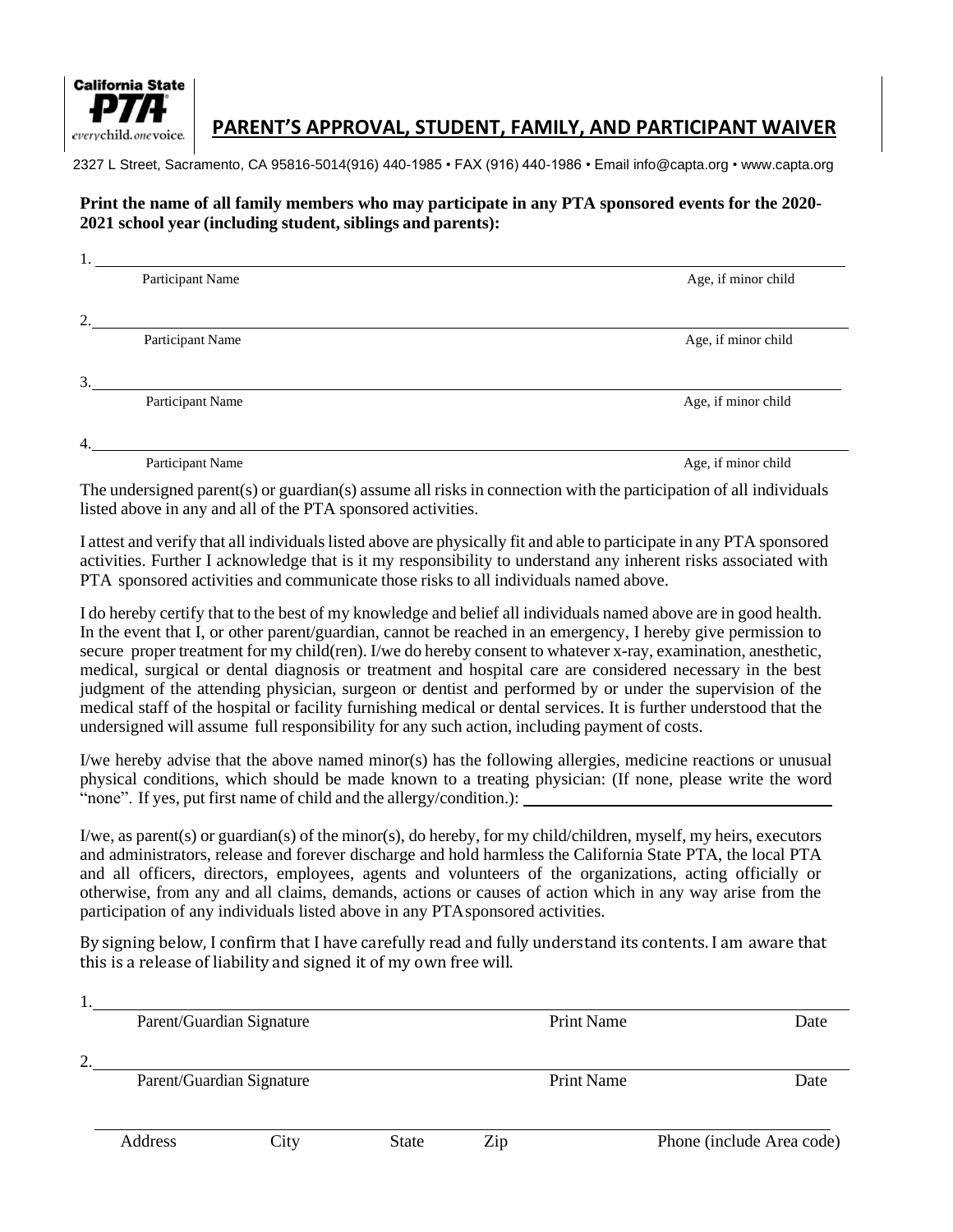California State PTA
everychild.onevoice.

# PARENT'S APPROVAL, STUDENT, FAMILY, AND PARTICIPANT WAIVER

2327 L Street, Sacramento, CA 95816-5014(916) 440-1985 • FAX (916) 440-1986 • Email info@capta.org • www.capta.org

**Print the name of all family members who may participate in any PTA sponsored events for the 2020-2021 school year (including student, siblings and parents):**

1. ________________________________________________
Participant Name — Age, if minor child

2. ________________________________________________
Participant Name — Age, if minor child

3. ________________________________________________
Participant Name — Age, if minor child

4. ________________________________________________
Participant Name — Age, if minor child

The undersigned parent(s) or guardian(s) assume all risks in connection with the participation of all individuals listed above in any and all of the PTA sponsored activities.

I attest and verify that all individuals listed above are physically fit and able to participate in any PTA sponsored activities. Further I acknowledge that is it my responsibility to understand any inherent risks associated with PTA sponsored activities and communicate those risks to all individuals named above.

I do hereby certify that to the best of my knowledge and belief all individuals named above are in good health. In the event that I, or other parent/guardian, cannot be reached in an emergency, I hereby give permission to secure proper treatment for my child(ren). I/we do hereby consent to whatever x-ray, examination, anesthetic, medical, surgical or dental diagnosis or treatment and hospital care are considered necessary in the best judgment of the attending physician, surgeon or dentist and performed by or under the supervision of the medical staff of the hospital or facility furnishing medical or dental services. It is further understood that the undersigned will assume full responsibility for any such action, including payment of costs.

I/we hereby advise that the above named minor(s) has the following allergies, medicine reactions or unusual physical conditions, which should be made known to a treating physician: (If none, please write the word "none". If yes, put first name of child and the allergy/condition.): ____________________

I/we, as parent(s) or guardian(s) of the minor(s), do hereby, for my child/children, myself, my heirs, executors and administrators, release and forever discharge and hold harmless the California State PTA, the local PTA and all officers, directors, employees, agents and volunteers of the organizations, acting officially or otherwise, from any and all claims, demands, actions or causes of action which in any way arise from the participation of any individuals listed above in any PTA sponsored activities.

By signing below, I confirm that I have carefully read and fully understand its contents. I am aware that this is a release of liability and signed it of my own free will.

1. ________________________________________________
Parent/Guardian Signature — Print Name — Date

2. ________________________________________________
Parent/Guardian Signature — Print Name — Date

________________________________________________
Address — City — State — Zip — Phone (include Area code)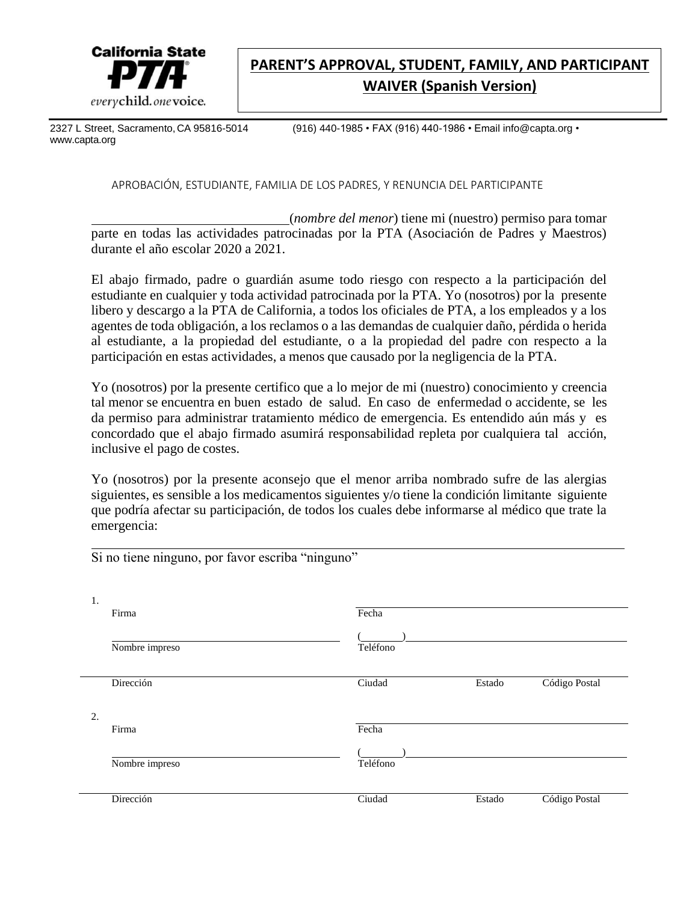California State PTA
everychild.onevoice.

# PARENT'S APPROVAL, STUDENT, FAMILY, AND PARTICIPANT WAIVER (Spanish Version)

2327 L Street, Sacramento, CA 95816-5014 (916) 440-1985 • FAX (916) 440-1986 • Email info@capta.org • www.capta.org

APROBACIÓN, ESTUDIANTE, FAMILIA DE LOS PADRES, Y RENUNCIA DEL PARTICIPANTE

\_\_\_\_\_\_\_\_\_\_\_\_\_\_\_\_\_\_\_\_\_\_\_\_\_\_\_\_\_\_(*nombre del menor*) tiene mi (nuestro) permiso para tomar parte en todas las actividades patrocinadas por la PTA (Asociación de Padres y Maestros) durante el año escolar 2020 a 2021.

El abajo firmado, padre o guardián asume todo riesgo con respecto a la participación del estudiante en cualquier y toda actividad patrocinada por la PTA. Yo (nosotros) por la presente libero y descargo a la PTA de California, a todos los oficiales de PTA, a los empleados y a los agentes de toda obligación, a los reclamos o a las demandas de cualquier daño, pérdida o herida al estudiante, a la propiedad del estudiante, o a la propiedad del padre con respecto a la participación en estas actividades, a menos que causado por la negligencia de la PTA.

Yo (nosotros) por la presente certifico que a lo mejor de mi (nuestro) conocimiento y creencia tal menor se encuentra en buen estado de salud. En caso de enfermedad o accidente, se les da permiso para administrar tratamiento médico de emergencia. Es entendido aún más y es concordado que el abajo firmado asumirá responsabilidad repleta por cualquiera tal acción, inclusive el pago de costes.

Yo (nosotros) por la presente aconsejo que el menor arriba nombrado sufre de las alergias siguientes, es sensible a los medicamentos siguientes y/o tiene la condición limitante siguiente que podría afectar su participación, de todos los cuales debe informarse al médico que trate la emergencia:

\_\_\_\_\_\_\_\_\_\_\_\_\_\_\_\_\_\_\_\_\_\_\_\_\_\_\_\_\_\_\_\_\_\_\_\_\_\_\_\_\_\_\_\_\_\_\_\_\_\_\_\_\_\_\_\_\_\_\_\_\_\_\_\_\_\_\_\_\_\_\_\_

Si no tiene ninguno, por favor escriba "ninguno"

1\.

Firma \_\_\_\_\_\_\_\_\_\_\_\_\_\_\_\_\_\_\_\_ Fecha \_\_\_\_\_\_\_\_\_\_\_\_\_\_\_\_\_\_\_\_

Nombre impreso \_\_\_\_\_\_\_\_\_\_\_\_\_\_\_\_\_\_\_\_ Teléfono (\_\_\_\_\_\_\_\_)\_\_\_\_\_\_\_\_\_\_\_\_\_\_\_\_\_\_\_\_

Dirección \_\_\_\_\_\_\_\_\_\_\_\_\_\_\_\_\_\_\_\_ Ciudad \_\_\_\_\_\_\_\_ Estado \_\_\_\_\_\_\_\_ Código Postal \_\_\_\_\_\_\_\_

2\.

Firma \_\_\_\_\_\_\_\_\_\_\_\_\_\_\_\_\_\_\_\_ Fecha \_\_\_\_\_\_\_\_\_\_\_\_\_\_\_\_\_\_\_\_

Nombre impreso \_\_\_\_\_\_\_\_\_\_\_\_\_\_\_\_\_\_\_\_ Teléfono (\_\_\_\_\_\_\_\_)\_\_\_\_\_\_\_\_\_\_\_\_\_\_\_\_\_\_\_\_

Dirección \_\_\_\_\_\_\_\_\_\_\_\_\_\_\_\_\_\_\_\_ Ciudad \_\_\_\_\_\_\_\_ Estado \_\_\_\_\_\_\_\_ Código Postal \_\_\_\_\_\_\_\_